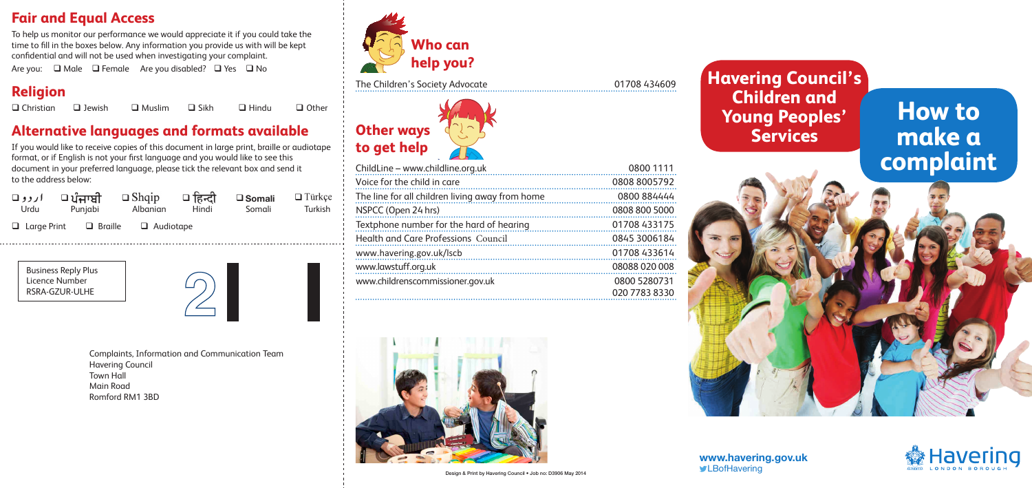## Fair and Equal Access

To help us monitor our performance we would appreciate it if you could take the time to fill in the boxes below. Any information you provide us with will be kept confidential and will not be used when investigating your complaint.

Are you: ❑ Male ❑ Female Are you disabled? ❑ Yes ❑ No

## Religion

❑ Christian ❑ Jewish ❑ Muslim ❑ Sikh ❑ Hindu ❑ Other

## Alternative languages and formats available

If you would like to receive copies of this document in large print, braille or audiotape format, or if English is not your first language and you would like to see this document in your preferred language, please tick the relevant box and send it to the address below:

| ❑ اردو | ❑ ਪੰਜਾਬੀ | ❑ Shqip | ❑ हिन्दी | ❑ **Somali** | ❑ Türkçe |
|---|---|---|---|---|---|
| Urdu | Punjabi | Albanian | Hindi | Somali | Turkish |

❑ Large Print ❑ Braille ❑ Audiotape

Business Reply Plus
Licence Number
RSRA-GZUR-ULHE

2

Complaints, Information and Communication Team
Havering Council
Town Hall
Main Road
Romford RM1 3BD

## Who can help you?

| | |
|---|---|
| The Children's Society Advocate | 01708 434609 |

## Other ways to get help

| | |
|---|---|
| ChildLine – www.childline.org.uk | 0800 1111 |
| Voice for the child in care | 0808 8005792 |
| The line for all children living away from home | 0800 884444 |
| NSPCC (Open 24 hrs) | 0808 800 5000 |
| Textphone number for the hard of hearing | 01708 433175 |
| Health and Care Professions Council | 0845 3006184 |
| www.havering.gov.uk/lscb | 01708 433614 |
| www.lawstuff.org.uk | 08088 020 008 |
| www.childrenscommissioner.gov.uk | 0800 5280731<br>020 7783 8330 |

Design & Print by Havering Council • Job no: D3906 May 2014

# Havering Council's Children and Young Peoples' Services

# How to make a complaint

**www.havering.gov.uk**
LBofHavering

Havering LONDON BOROUGH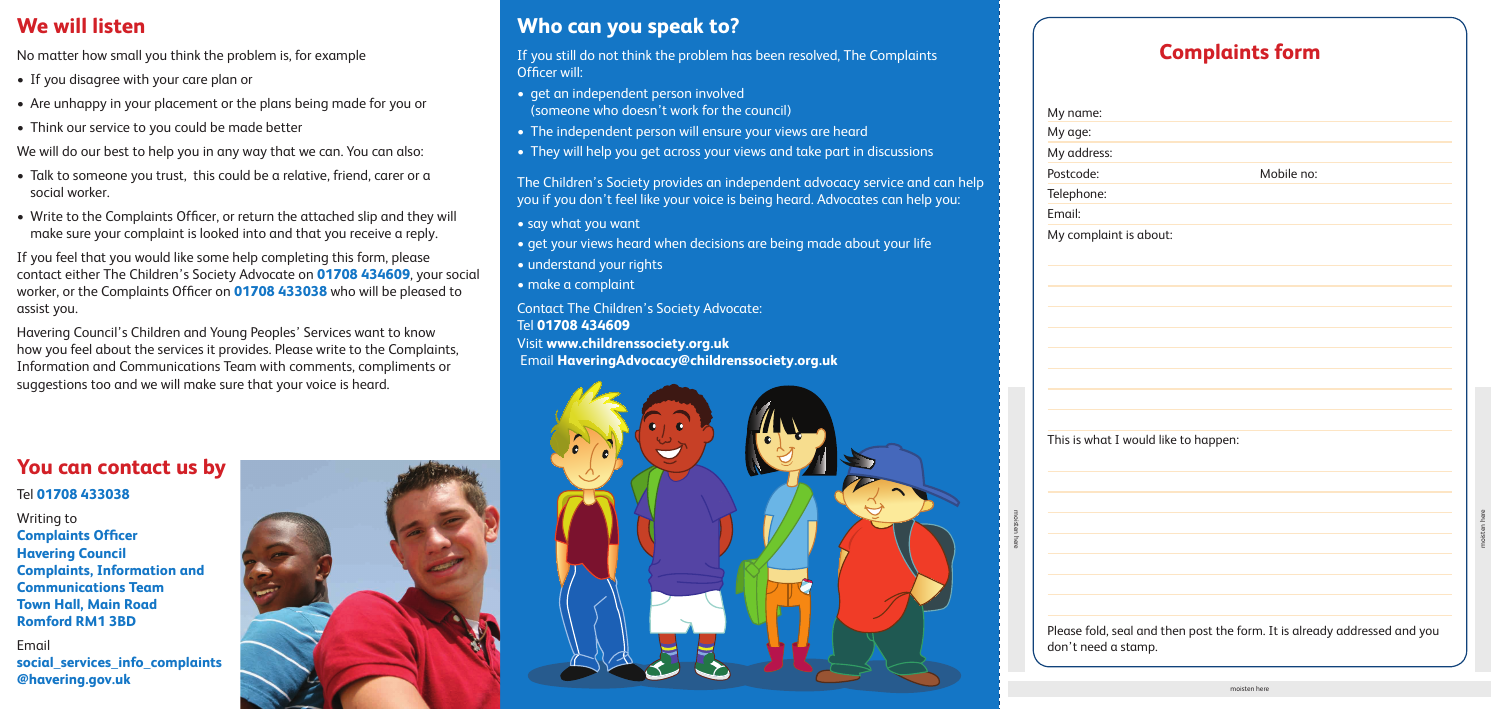## We will listen

No matter how small you think the problem is, for example

- If you disagree with your care plan or
- Are unhappy in your placement or the plans being made for you or
- Think our service to you could be made better

We will do our best to help you in any way that we can. You can also:

- Talk to someone you trust, this could be a relative, friend, carer or a social worker.
- Write to the Complaints Officer, or return the attached slip and they will make sure your complaint is looked into and that you receive a reply.

If you feel that you would like some help completing this form, please contact either The Children's Society Advocate on **01708 434609**, your social worker, or the Complaints Officer on **01708 433038** who will be pleased to assist you.

Havering Council's Children and Young Peoples' Services want to know how you feel about the services it provides. Please write to the Complaints, Information and Communications Team with comments, compliments or suggestions too and we will make sure that your voice is heard.

## You can contact us by

Tel **01708 433038**

Writing to
**Complaints Officer**
**Havering Council**
**Complaints, Information and Communications Team**
**Town Hall, Main Road**
**Romford RM1 3BD**

Email
**social_services_info_complaints @havering.gov.uk**

## Who can you speak to?

If you still do not think the problem has been resolved, The Complaints Officer will:

- get an independent person involved (someone who doesn't work for the council)
- The independent person will ensure your views are heard
- They will help you get across your views and take part in discussions

The Children's Society provides an independent advocacy service and can help you if you don't feel like your voice is being heard. Advocates can help you:

- say what you want
- get your views heard when decisions are being made about your life
- understand your rights
- make a complaint

Contact The Children's Society Advocate:
Tel **01708 434609**
Visit **www.childrenssociety.org.uk**
Email **HaveringAdvocacy@childrenssociety.org.uk**

## Complaints form

My name:

My age:

My address:

Postcode: Mobile no:

Telephone:

Email:

My complaint is about:

This is what I would like to happen:

Please fold, seal and then post the form. It is already addressed and you don't need a stamp.

moisten here

moisten here

moisten here